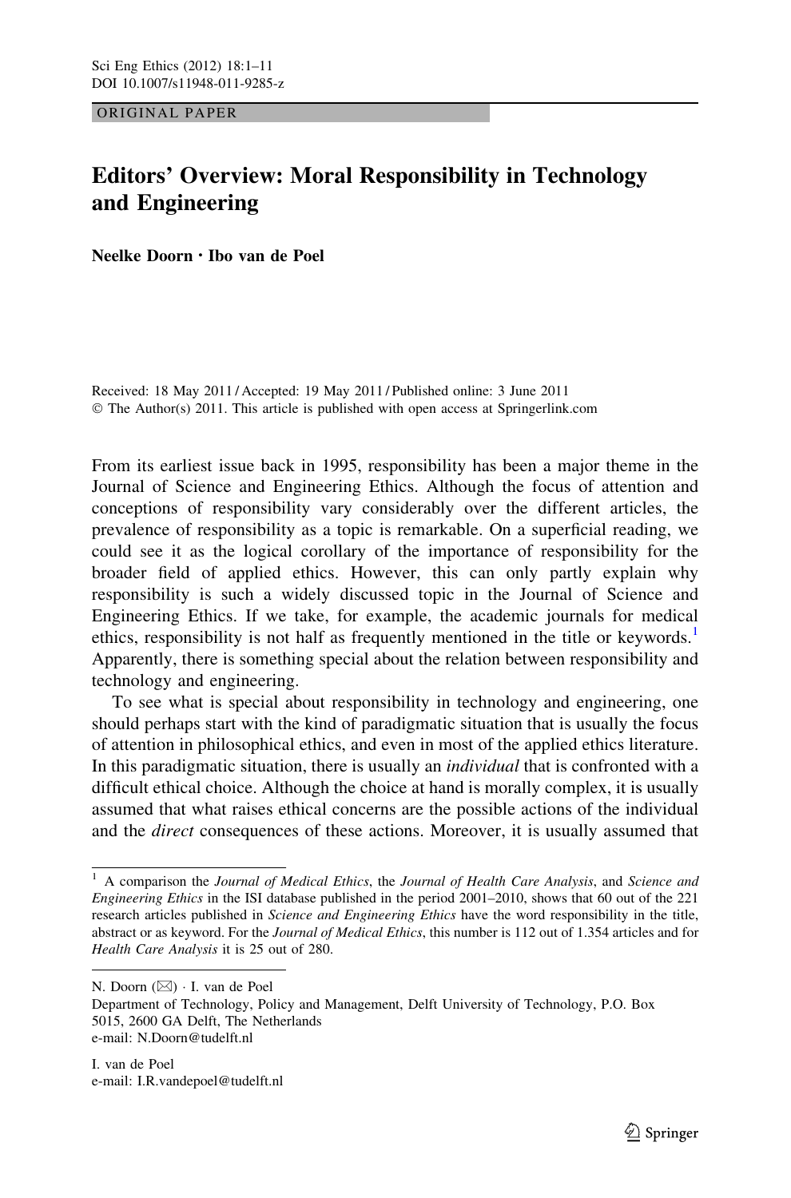ORIGINAL PAPER

# Editors' Overview: Moral Responsibility in Technology and Engineering

**Neelke Doorn · Ibo van de Poel**

Received: 18 May 2011 / Accepted: 19 May 2011 / Published online: 3 June 2011
© The Author(s) 2011. This article is published with open access at Springerlink.com

From its earliest issue back in 1995, responsibility has been a major theme in the Journal of Science and Engineering Ethics. Although the focus of attention and conceptions of responsibility vary considerably over the different articles, the prevalence of responsibility as a topic is remarkable. On a superficial reading, we could see it as the logical corollary of the importance of responsibility for the broader field of applied ethics. However, this can only partly explain why responsibility is such a widely discussed topic in the Journal of Science and Engineering Ethics. If we take, for example, the academic journals for medical ethics, responsibility is not half as frequently mentioned in the title or keywords.[1] Apparently, there is something special about the relation between responsibility and technology and engineering.

To see what is special about responsibility in technology and engineering, one should perhaps start with the kind of paradigmatic situation that is usually the focus of attention in philosophical ethics, and even in most of the applied ethics literature. In this paradigmatic situation, there is usually an *individual* that is confronted with a difficult ethical choice. Although the choice at hand is morally complex, it is usually assumed that what raises ethical concerns are the possible actions of the individual and the *direct* consequences of these actions. Moreover, it is usually assumed that

[1] A comparison the *Journal of Medical Ethics*, the *Journal of Health Care Analysis*, and *Science and Engineering Ethics* in the ISI database published in the period 2001–2010, shows that 60 out of the 221 research articles published in *Science and Engineering Ethics* have the word responsibility in the title, abstract or as keyword. For the *Journal of Medical Ethics*, this number is 112 out of 1.354 articles and for *Health Care Analysis* it is 25 out of 280.

N. Doorn (✉) · I. van de Poel
Department of Technology, Policy and Management, Delft University of Technology, P.O. Box 5015, 2600 GA Delft, The Netherlands
e-mail: N.Doorn@tudelft.nl

I. van de Poel
e-mail: I.R.vandepoel@tudelft.nl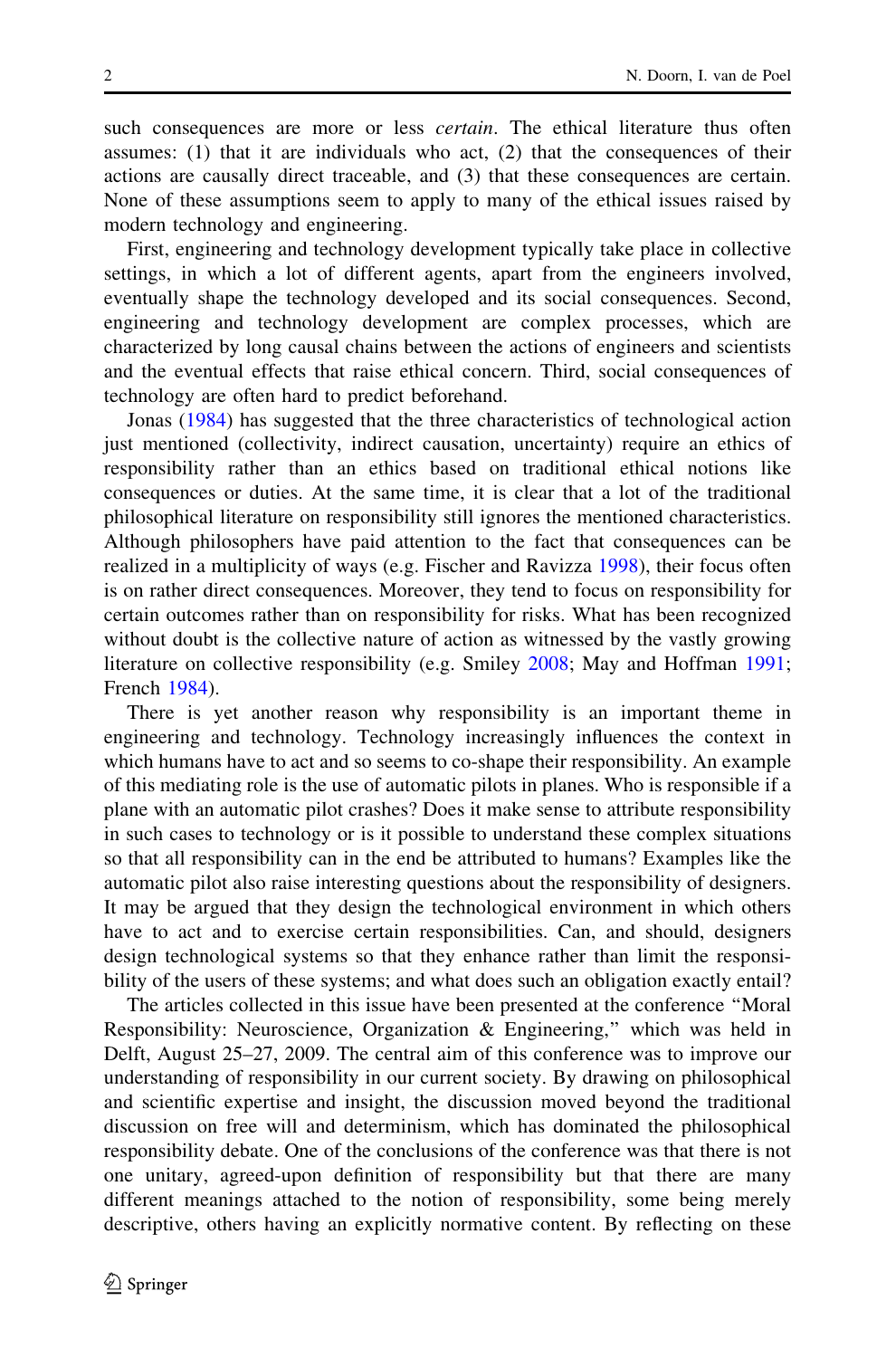such consequences are more or less *certain*. The ethical literature thus often assumes: (1) that it are individuals who act, (2) that the consequences of their actions are causally direct traceable, and (3) that these consequences are certain. None of these assumptions seem to apply to many of the ethical issues raised by modern technology and engineering.

First, engineering and technology development typically take place in collective settings, in which a lot of different agents, apart from the engineers involved, eventually shape the technology developed and its social consequences. Second, engineering and technology development are complex processes, which are characterized by long causal chains between the actions of engineers and scientists and the eventual effects that raise ethical concern. Third, social consequences of technology are often hard to predict beforehand.

Jonas (1984) has suggested that the three characteristics of technological action just mentioned (collectivity, indirect causation, uncertainty) require an ethics of responsibility rather than an ethics based on traditional ethical notions like consequences or duties. At the same time, it is clear that a lot of the traditional philosophical literature on responsibility still ignores the mentioned characteristics. Although philosophers have paid attention to the fact that consequences can be realized in a multiplicity of ways (e.g. Fischer and Ravizza 1998), their focus often is on rather direct consequences. Moreover, they tend to focus on responsibility for certain outcomes rather than on responsibility for risks. What has been recognized without doubt is the collective nature of action as witnessed by the vastly growing literature on collective responsibility (e.g. Smiley 2008; May and Hoffman 1991; French 1984).

There is yet another reason why responsibility is an important theme in engineering and technology. Technology increasingly influences the context in which humans have to act and so seems to co-shape their responsibility. An example of this mediating role is the use of automatic pilots in planes. Who is responsible if a plane with an automatic pilot crashes? Does it make sense to attribute responsibility in such cases to technology or is it possible to understand these complex situations so that all responsibility can in the end be attributed to humans? Examples like the automatic pilot also raise interesting questions about the responsibility of designers. It may be argued that they design the technological environment in which others have to act and to exercise certain responsibilities. Can, and should, designers design technological systems so that they enhance rather than limit the responsibility of the users of these systems; and what does such an obligation exactly entail?

The articles collected in this issue have been presented at the conference "Moral Responsibility: Neuroscience, Organization & Engineering," which was held in Delft, August 25–27, 2009. The central aim of this conference was to improve our understanding of responsibility in our current society. By drawing on philosophical and scientific expertise and insight, the discussion moved beyond the traditional discussion on free will and determinism, which has dominated the philosophical responsibility debate. One of the conclusions of the conference was that there is not one unitary, agreed-upon definition of responsibility but that there are many different meanings attached to the notion of responsibility, some being merely descriptive, others having an explicitly normative content. By reflecting on these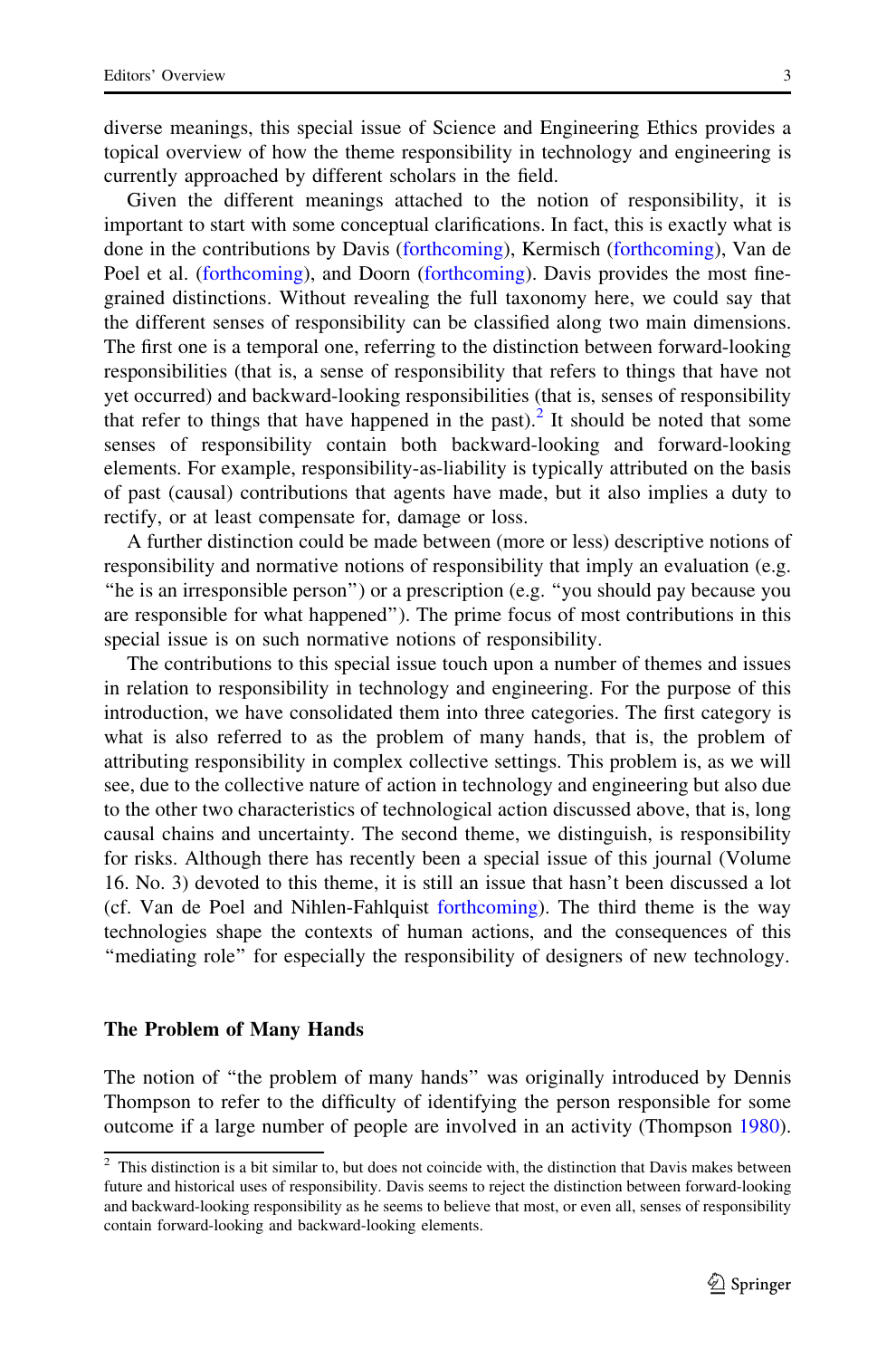diverse meanings, this special issue of Science and Engineering Ethics provides a topical overview of how the theme responsibility in technology and engineering is currently approached by different scholars in the field.

Given the different meanings attached to the notion of responsibility, it is important to start with some conceptual clarifications. In fact, this is exactly what is done in the contributions by Davis (forthcoming), Kermisch (forthcoming), Van de Poel et al. (forthcoming), and Doorn (forthcoming). Davis provides the most fine-grained distinctions. Without revealing the full taxonomy here, we could say that the different senses of responsibility can be classified along two main dimensions. The first one is a temporal one, referring to the distinction between forward-looking responsibilities (that is, a sense of responsibility that refers to things that have not yet occurred) and backward-looking responsibilities (that is, senses of responsibility that refer to things that have happened in the past).[2] It should be noted that some senses of responsibility contain both backward-looking and forward-looking elements. For example, responsibility-as-liability is typically attributed on the basis of past (causal) contributions that agents have made, but it also implies a duty to rectify, or at least compensate for, damage or loss.

A further distinction could be made between (more or less) descriptive notions of responsibility and normative notions of responsibility that imply an evaluation (e.g. "he is an irresponsible person") or a prescription (e.g. "you should pay because you are responsible for what happened"). The prime focus of most contributions in this special issue is on such normative notions of responsibility.

The contributions to this special issue touch upon a number of themes and issues in relation to responsibility in technology and engineering. For the purpose of this introduction, we have consolidated them into three categories. The first category is what is also referred to as the problem of many hands, that is, the problem of attributing responsibility in complex collective settings. This problem is, as we will see, due to the collective nature of action in technology and engineering but also due to the other two characteristics of technological action discussed above, that is, long causal chains and uncertainty. The second theme, we distinguish, is responsibility for risks. Although there has recently been a special issue of this journal (Volume 16. No. 3) devoted to this theme, it is still an issue that hasn't been discussed a lot (cf. Van de Poel and Nihlen-Fahlquist forthcoming). The third theme is the way technologies shape the contexts of human actions, and the consequences of this "mediating role" for especially the responsibility of designers of new technology.

## The Problem of Many Hands

The notion of "the problem of many hands" was originally introduced by Dennis Thompson to refer to the difficulty of identifying the person responsible for some outcome if a large number of people are involved in an activity (Thompson 1980).

[2] This distinction is a bit similar to, but does not coincide with, the distinction that Davis makes between future and historical uses of responsibility. Davis seems to reject the distinction between forward-looking and backward-looking responsibility as he seems to believe that most, or even all, senses of responsibility contain forward-looking and backward-looking elements.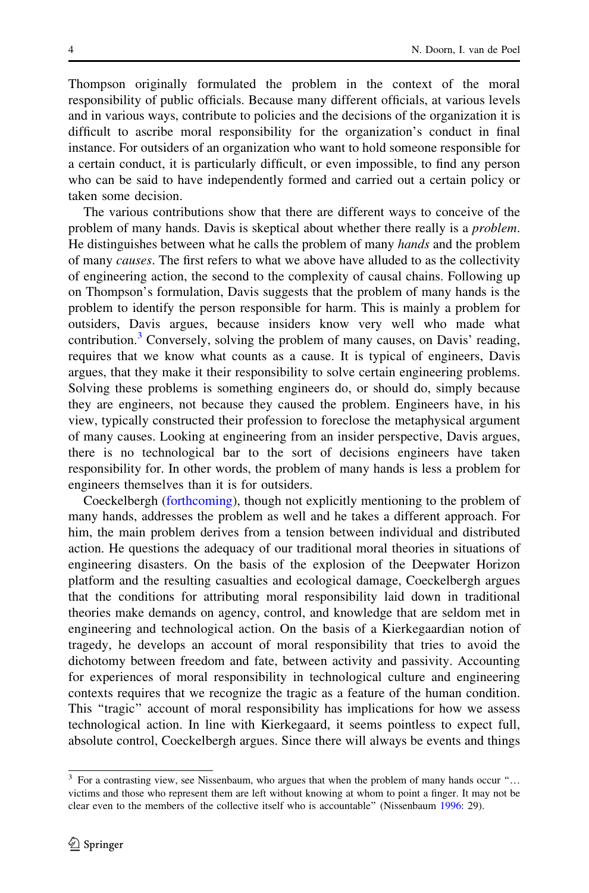Thompson originally formulated the problem in the context of the moral responsibility of public officials. Because many different officials, at various levels and in various ways, contribute to policies and the decisions of the organization it is difficult to ascribe moral responsibility for the organization's conduct in final instance. For outsiders of an organization who want to hold someone responsible for a certain conduct, it is particularly difficult, or even impossible, to find any person who can be said to have independently formed and carried out a certain policy or taken some decision.

The various contributions show that there are different ways to conceive of the problem of many hands. Davis is skeptical about whether there really is a *problem*. He distinguishes between what he calls the problem of many *hands* and the problem of many *causes*. The first refers to what we above have alluded to as the collectivity of engineering action, the second to the complexity of causal chains. Following up on Thompson's formulation, Davis suggests that the problem of many hands is the problem to identify the person responsible for harm. This is mainly a problem for outsiders, Davis argues, because insiders know very well who made what contribution.[3] Conversely, solving the problem of many causes, on Davis' reading, requires that we know what counts as a cause. It is typical of engineers, Davis argues, that they make it their responsibility to solve certain engineering problems. Solving these problems is something engineers do, or should do, simply because they are engineers, not because they caused the problem. Engineers have, in his view, typically constructed their profession to foreclose the metaphysical argument of many causes. Looking at engineering from an insider perspective, Davis argues, there is no technological bar to the sort of decisions engineers have taken responsibility for. In other words, the problem of many hands is less a problem for engineers themselves than it is for outsiders.

Coeckelbergh (forthcoming), though not explicitly mentioning to the problem of many hands, addresses the problem as well and he takes a different approach. For him, the main problem derives from a tension between individual and distributed action. He questions the adequacy of our traditional moral theories in situations of engineering disasters. On the basis of the explosion of the Deepwater Horizon platform and the resulting casualties and ecological damage, Coeckelbergh argues that the conditions for attributing moral responsibility laid down in traditional theories make demands on agency, control, and knowledge that are seldom met in engineering and technological action. On the basis of a Kierkegaardian notion of tragedy, he develops an account of moral responsibility that tries to avoid the dichotomy between freedom and fate, between activity and passivity. Accounting for experiences of moral responsibility in technological culture and engineering contexts requires that we recognize the tragic as a feature of the human condition. This "tragic" account of moral responsibility has implications for how we assess technological action. In line with Kierkegaard, it seems pointless to expect full, absolute control, Coeckelbergh argues. Since there will always be events and things

[3] For a contrasting view, see Nissenbaum, who argues that when the problem of many hands occur "… victims and those who represent them are left without knowing at whom to point a finger. It may not be clear even to the members of the collective itself who is accountable" (Nissenbaum 1996: 29).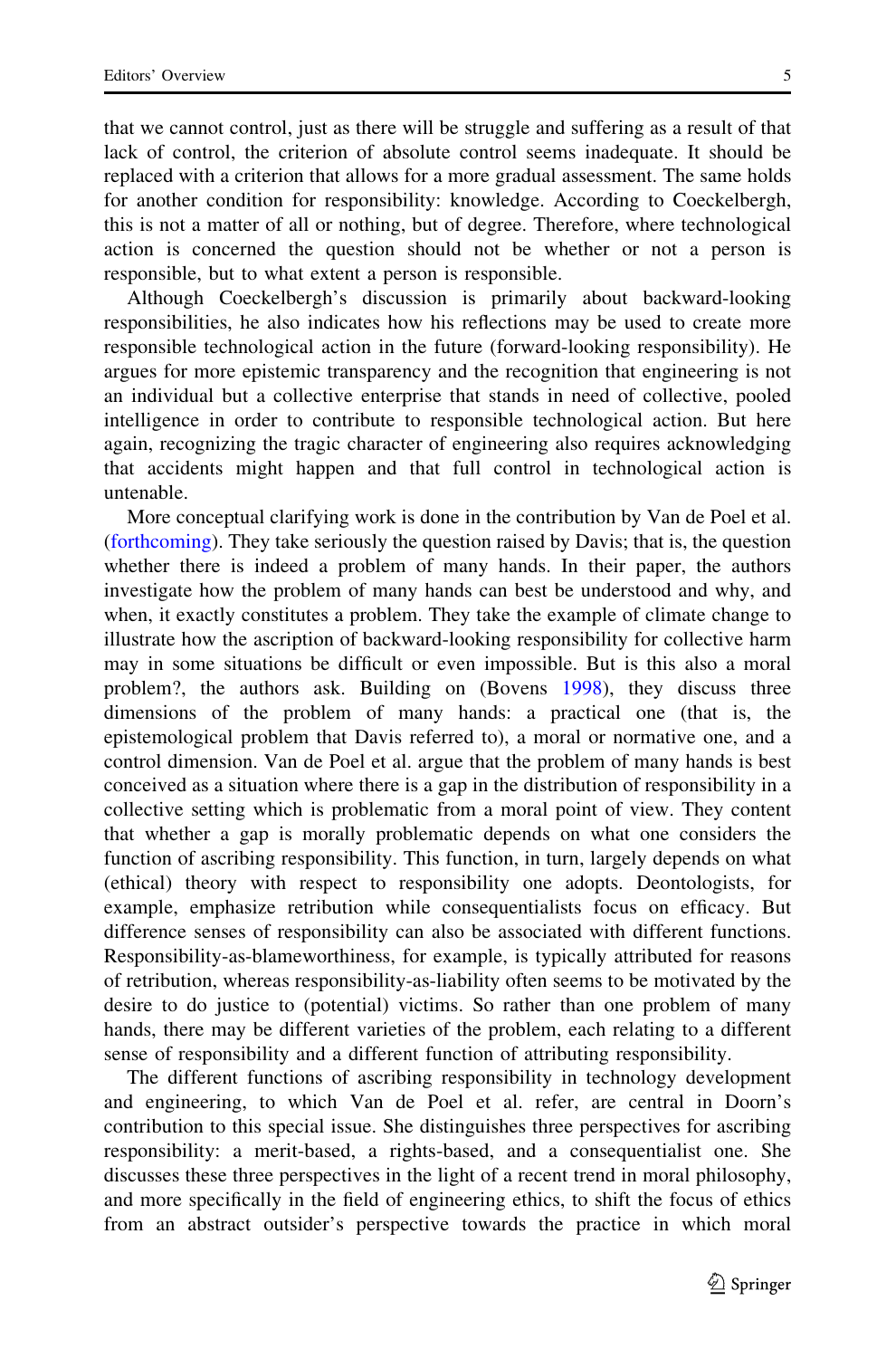that we cannot control, just as there will be struggle and suffering as a result of that lack of control, the criterion of absolute control seems inadequate. It should be replaced with a criterion that allows for a more gradual assessment. The same holds for another condition for responsibility: knowledge. According to Coeckelbergh, this is not a matter of all or nothing, but of degree. Therefore, where technological action is concerned the question should not be whether or not a person is responsible, but to what extent a person is responsible.

Although Coeckelbergh's discussion is primarily about backward-looking responsibilities, he also indicates how his reflections may be used to create more responsible technological action in the future (forward-looking responsibility). He argues for more epistemic transparency and the recognition that engineering is not an individual but a collective enterprise that stands in need of collective, pooled intelligence in order to contribute to responsible technological action. But here again, recognizing the tragic character of engineering also requires acknowledging that accidents might happen and that full control in technological action is untenable.

More conceptual clarifying work is done in the contribution by Van de Poel et al. (forthcoming). They take seriously the question raised by Davis; that is, the question whether there is indeed a problem of many hands. In their paper, the authors investigate how the problem of many hands can best be understood and why, and when, it exactly constitutes a problem. They take the example of climate change to illustrate how the ascription of backward-looking responsibility for collective harm may in some situations be difficult or even impossible. But is this also a moral problem?, the authors ask. Building on (Bovens 1998), they discuss three dimensions of the problem of many hands: a practical one (that is, the epistemological problem that Davis referred to), a moral or normative one, and a control dimension. Van de Poel et al. argue that the problem of many hands is best conceived as a situation where there is a gap in the distribution of responsibility in a collective setting which is problematic from a moral point of view. They content that whether a gap is morally problematic depends on what one considers the function of ascribing responsibility. This function, in turn, largely depends on what (ethical) theory with respect to responsibility one adopts. Deontologists, for example, emphasize retribution while consequentialists focus on efficacy. But difference senses of responsibility can also be associated with different functions. Responsibility-as-blameworthiness, for example, is typically attributed for reasons of retribution, whereas responsibility-as-liability often seems to be motivated by the desire to do justice to (potential) victims. So rather than one problem of many hands, there may be different varieties of the problem, each relating to a different sense of responsibility and a different function of attributing responsibility.

The different functions of ascribing responsibility in technology development and engineering, to which Van de Poel et al. refer, are central in Doorn's contribution to this special issue. She distinguishes three perspectives for ascribing responsibility: a merit-based, a rights-based, and a consequentialist one. She discusses these three perspectives in the light of a recent trend in moral philosophy, and more specifically in the field of engineering ethics, to shift the focus of ethics from an abstract outsider's perspective towards the practice in which moral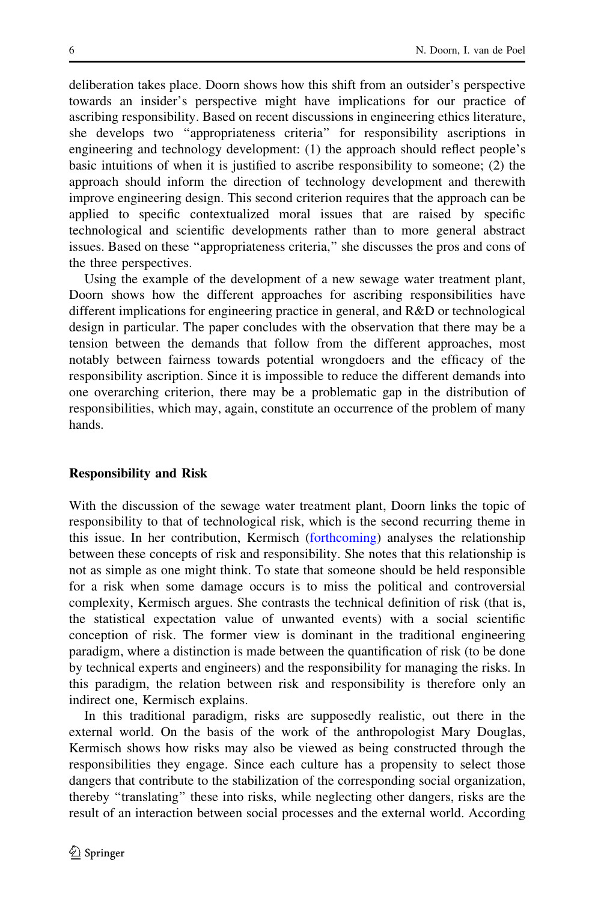deliberation takes place. Doorn shows how this shift from an outsider's perspective towards an insider's perspective might have implications for our practice of ascribing responsibility. Based on recent discussions in engineering ethics literature, she develops two "appropriateness criteria" for responsibility ascriptions in engineering and technology development: (1) the approach should reflect people's basic intuitions of when it is justified to ascribe responsibility to someone; (2) the approach should inform the direction of technology development and therewith improve engineering design. This second criterion requires that the approach can be applied to specific contextualized moral issues that are raised by specific technological and scientific developments rather than to more general abstract issues. Based on these "appropriateness criteria," she discusses the pros and cons of the three perspectives.

Using the example of the development of a new sewage water treatment plant, Doorn shows how the different approaches for ascribing responsibilities have different implications for engineering practice in general, and R&D or technological design in particular. The paper concludes with the observation that there may be a tension between the demands that follow from the different approaches, most notably between fairness towards potential wrongdoers and the efficacy of the responsibility ascription. Since it is impossible to reduce the different demands into one overarching criterion, there may be a problematic gap in the distribution of responsibilities, which may, again, constitute an occurrence of the problem of many hands.

## Responsibility and Risk

With the discussion of the sewage water treatment plant, Doorn links the topic of responsibility to that of technological risk, which is the second recurring theme in this issue. In her contribution, Kermisch (forthcoming) analyses the relationship between these concepts of risk and responsibility. She notes that this relationship is not as simple as one might think. To state that someone should be held responsible for a risk when some damage occurs is to miss the political and controversial complexity, Kermisch argues. She contrasts the technical definition of risk (that is, the statistical expectation value of unwanted events) with a social scientific conception of risk. The former view is dominant in the traditional engineering paradigm, where a distinction is made between the quantification of risk (to be done by technical experts and engineers) and the responsibility for managing the risks. In this paradigm, the relation between risk and responsibility is therefore only an indirect one, Kermisch explains.

In this traditional paradigm, risks are supposedly realistic, out there in the external world. On the basis of the work of the anthropologist Mary Douglas, Kermisch shows how risks may also be viewed as being constructed through the responsibilities they engage. Since each culture has a propensity to select those dangers that contribute to the stabilization of the corresponding social organization, thereby "translating" these into risks, while neglecting other dangers, risks are the result of an interaction between social processes and the external world. According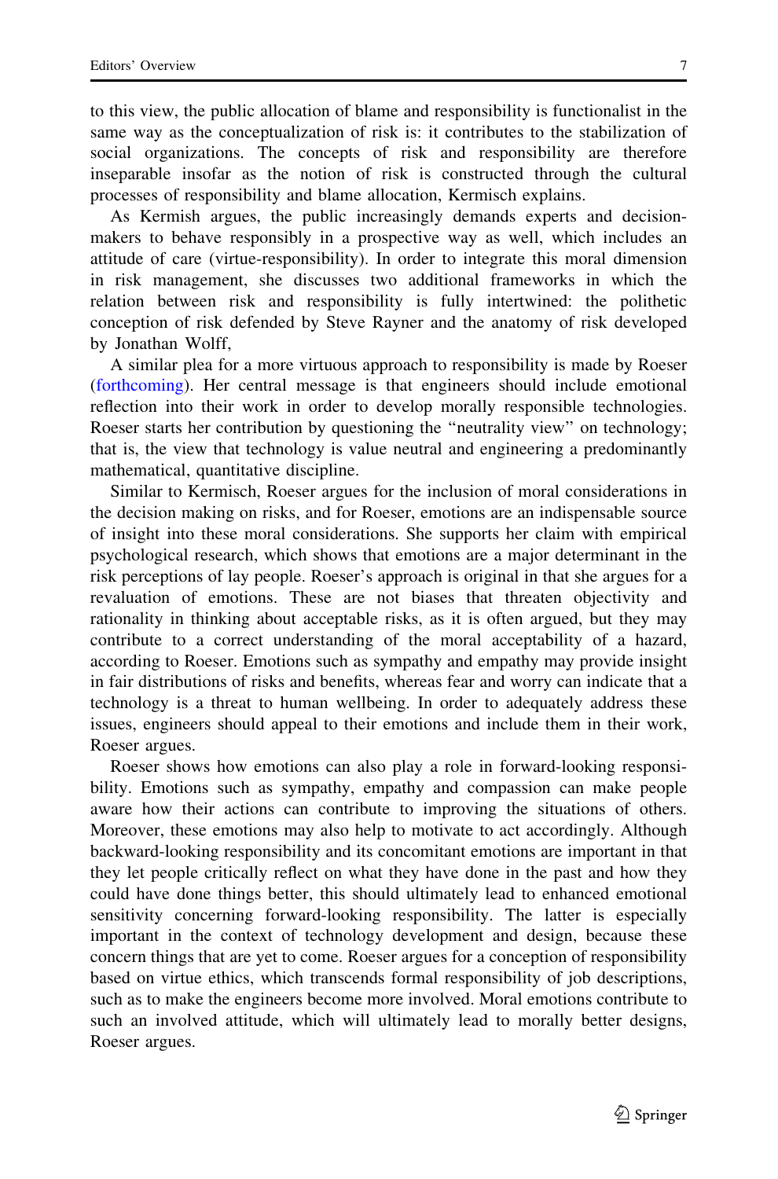to this view, the public allocation of blame and responsibility is functionalist in the same way as the conceptualization of risk is: it contributes to the stabilization of social organizations. The concepts of risk and responsibility are therefore inseparable insofar as the notion of risk is constructed through the cultural processes of responsibility and blame allocation, Kermisch explains.

As Kermish argues, the public increasingly demands experts and decision-makers to behave responsibly in a prospective way as well, which includes an attitude of care (virtue-responsibility). In order to integrate this moral dimension in risk management, she discusses two additional frameworks in which the relation between risk and responsibility is fully intertwined: the polithetic conception of risk defended by Steve Rayner and the anatomy of risk developed by Jonathan Wolff,

A similar plea for a more virtuous approach to responsibility is made by Roeser (forthcoming). Her central message is that engineers should include emotional reflection into their work in order to develop morally responsible technologies. Roeser starts her contribution by questioning the "neutrality view" on technology; that is, the view that technology is value neutral and engineering a predominantly mathematical, quantitative discipline.

Similar to Kermisch, Roeser argues for the inclusion of moral considerations in the decision making on risks, and for Roeser, emotions are an indispensable source of insight into these moral considerations. She supports her claim with empirical psychological research, which shows that emotions are a major determinant in the risk perceptions of lay people. Roeser's approach is original in that she argues for a revaluation of emotions. These are not biases that threaten objectivity and rationality in thinking about acceptable risks, as it is often argued, but they may contribute to a correct understanding of the moral acceptability of a hazard, according to Roeser. Emotions such as sympathy and empathy may provide insight in fair distributions of risks and benefits, whereas fear and worry can indicate that a technology is a threat to human wellbeing. In order to adequately address these issues, engineers should appeal to their emotions and include them in their work, Roeser argues.

Roeser shows how emotions can also play a role in forward-looking responsibility. Emotions such as sympathy, empathy and compassion can make people aware how their actions can contribute to improving the situations of others. Moreover, these emotions may also help to motivate to act accordingly. Although backward-looking responsibility and its concomitant emotions are important in that they let people critically reflect on what they have done in the past and how they could have done things better, this should ultimately lead to enhanced emotional sensitivity concerning forward-looking responsibility. The latter is especially important in the context of technology development and design, because these concern things that are yet to come. Roeser argues for a conception of responsibility based on virtue ethics, which transcends formal responsibility of job descriptions, such as to make the engineers become more involved. Moral emotions contribute to such an involved attitude, which will ultimately lead to morally better designs, Roeser argues.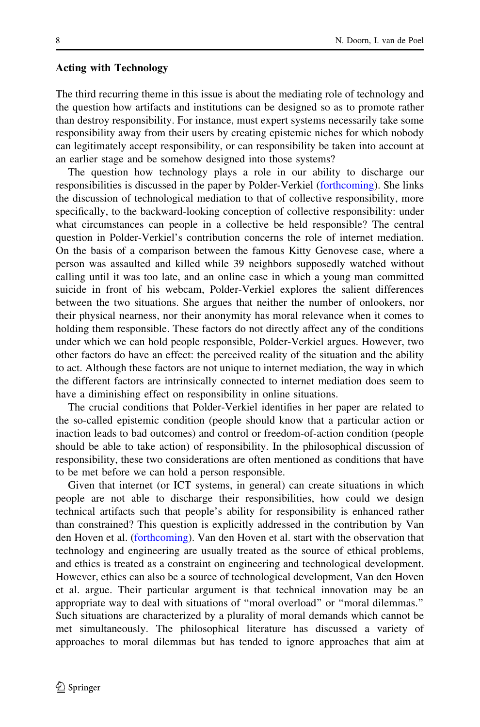### Acting with Technology

The third recurring theme in this issue is about the mediating role of technology and the question how artifacts and institutions can be designed so as to promote rather than destroy responsibility. For instance, must expert systems necessarily take some responsibility away from their users by creating epistemic niches for which nobody can legitimately accept responsibility, or can responsibility be taken into account at an earlier stage and be somehow designed into those systems?

The question how technology plays a role in our ability to discharge our responsibilities is discussed in the paper by Polder-Verkiel (forthcoming). She links the discussion of technological mediation to that of collective responsibility, more specifically, to the backward-looking conception of collective responsibility: under what circumstances can people in a collective be held responsible? The central question in Polder-Verkiel's contribution concerns the role of internet mediation. On the basis of a comparison between the famous Kitty Genovese case, where a person was assaulted and killed while 39 neighbors supposedly watched without calling until it was too late, and an online case in which a young man committed suicide in front of his webcam, Polder-Verkiel explores the salient differences between the two situations. She argues that neither the number of onlookers, nor their physical nearness, nor their anonymity has moral relevance when it comes to holding them responsible. These factors do not directly affect any of the conditions under which we can hold people responsible, Polder-Verkiel argues. However, two other factors do have an effect: the perceived reality of the situation and the ability to act. Although these factors are not unique to internet mediation, the way in which the different factors are intrinsically connected to internet mediation does seem to have a diminishing effect on responsibility in online situations.

The crucial conditions that Polder-Verkiel identifies in her paper are related to the so-called epistemic condition (people should know that a particular action or inaction leads to bad outcomes) and control or freedom-of-action condition (people should be able to take action) of responsibility. In the philosophical discussion of responsibility, these two considerations are often mentioned as conditions that have to be met before we can hold a person responsible.

Given that internet (or ICT systems, in general) can create situations in which people are not able to discharge their responsibilities, how could we design technical artifacts such that people's ability for responsibility is enhanced rather than constrained? This question is explicitly addressed in the contribution by Van den Hoven et al. (forthcoming). Van den Hoven et al. start with the observation that technology and engineering are usually treated as the source of ethical problems, and ethics is treated as a constraint on engineering and technological development. However, ethics can also be a source of technological development, Van den Hoven et al. argue. Their particular argument is that technical innovation may be an appropriate way to deal with situations of "moral overload" or "moral dilemmas." Such situations are characterized by a plurality of moral demands which cannot be met simultaneously. The philosophical literature has discussed a variety of approaches to moral dilemmas but has tended to ignore approaches that aim at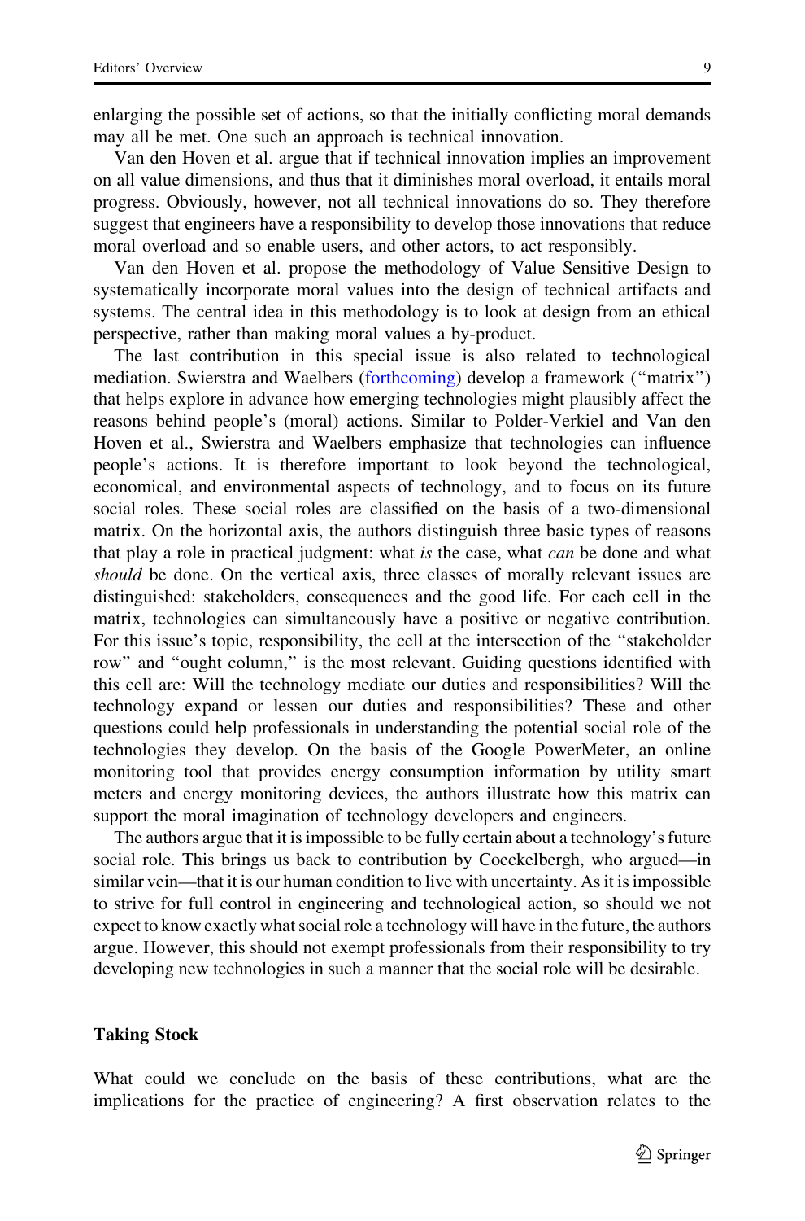enlarging the possible set of actions, so that the initially conflicting moral demands may all be met. One such an approach is technical innovation.

Van den Hoven et al. argue that if technical innovation implies an improvement on all value dimensions, and thus that it diminishes moral overload, it entails moral progress. Obviously, however, not all technical innovations do so. They therefore suggest that engineers have a responsibility to develop those innovations that reduce moral overload and so enable users, and other actors, to act responsibly.

Van den Hoven et al. propose the methodology of Value Sensitive Design to systematically incorporate moral values into the design of technical artifacts and systems. The central idea in this methodology is to look at design from an ethical perspective, rather than making moral values a by-product.

The last contribution in this special issue is also related to technological mediation. Swierstra and Waelbers (forthcoming) develop a framework ("matrix") that helps explore in advance how emerging technologies might plausibly affect the reasons behind people's (moral) actions. Similar to Polder-Verkiel and Van den Hoven et al., Swierstra and Waelbers emphasize that technologies can influence people's actions. It is therefore important to look beyond the technological, economical, and environmental aspects of technology, and to focus on its future social roles. These social roles are classified on the basis of a two-dimensional matrix. On the horizontal axis, the authors distinguish three basic types of reasons that play a role in practical judgment: what *is* the case, what *can* be done and what *should* be done. On the vertical axis, three classes of morally relevant issues are distinguished: stakeholders, consequences and the good life. For each cell in the matrix, technologies can simultaneously have a positive or negative contribution. For this issue's topic, responsibility, the cell at the intersection of the "stakeholder row" and "ought column," is the most relevant. Guiding questions identified with this cell are: Will the technology mediate our duties and responsibilities? Will the technology expand or lessen our duties and responsibilities? These and other questions could help professionals in understanding the potential social role of the technologies they develop. On the basis of the Google PowerMeter, an online monitoring tool that provides energy consumption information by utility smart meters and energy monitoring devices, the authors illustrate how this matrix can support the moral imagination of technology developers and engineers.

The authors argue that it is impossible to be fully certain about a technology's future social role. This brings us back to contribution by Coeckelbergh, who argued—in similar vein—that it is our human condition to live with uncertainty. As it is impossible to strive for full control in engineering and technological action, so should we not expect to know exactly what social role a technology will have in the future, the authors argue. However, this should not exempt professionals from their responsibility to try developing new technologies in such a manner that the social role will be desirable.

## Taking Stock

What could we conclude on the basis of these contributions, what are the implications for the practice of engineering? A first observation relates to the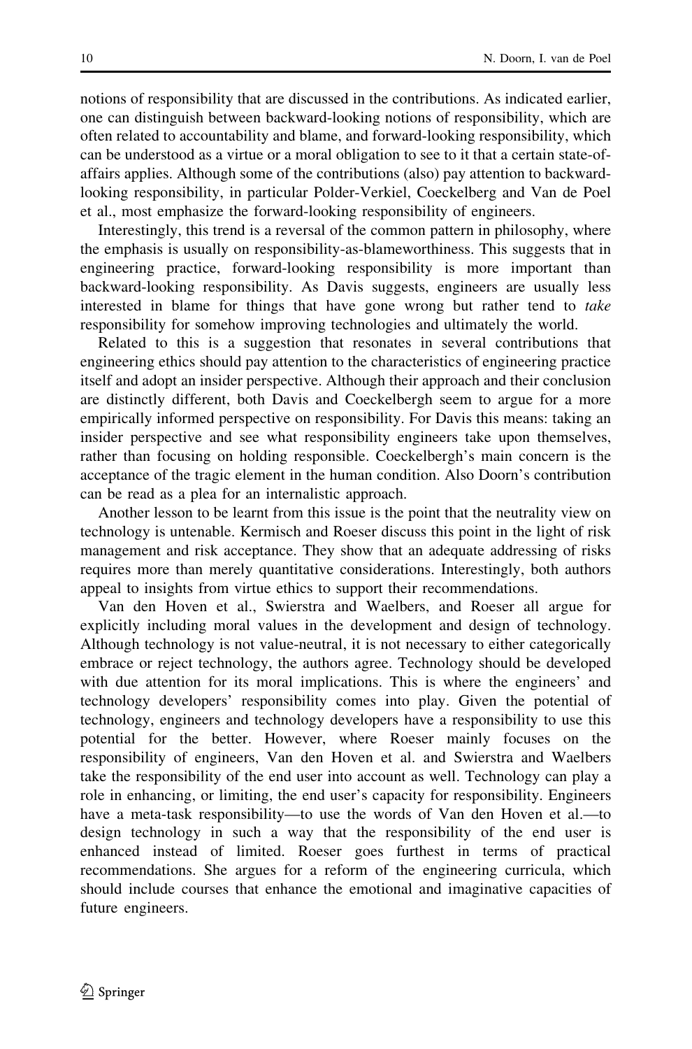notions of responsibility that are discussed in the contributions. As indicated earlier, one can distinguish between backward-looking notions of responsibility, which are often related to accountability and blame, and forward-looking responsibility, which can be understood as a virtue or a moral obligation to see to it that a certain state-of-affairs applies. Although some of the contributions (also) pay attention to backward-looking responsibility, in particular Polder-Verkiel, Coeckelberg and Van de Poel et al., most emphasize the forward-looking responsibility of engineers.

Interestingly, this trend is a reversal of the common pattern in philosophy, where the emphasis is usually on responsibility-as-blameworthiness. This suggests that in engineering practice, forward-looking responsibility is more important than backward-looking responsibility. As Davis suggests, engineers are usually less interested in blame for things that have gone wrong but rather tend to *take* responsibility for somehow improving technologies and ultimately the world.

Related to this is a suggestion that resonates in several contributions that engineering ethics should pay attention to the characteristics of engineering practice itself and adopt an insider perspective. Although their approach and their conclusion are distinctly different, both Davis and Coeckelbergh seem to argue for a more empirically informed perspective on responsibility. For Davis this means: taking an insider perspective and see what responsibility engineers take upon themselves, rather than focusing on holding responsible. Coeckelbergh's main concern is the acceptance of the tragic element in the human condition. Also Doorn's contribution can be read as a plea for an internalistic approach.

Another lesson to be learnt from this issue is the point that the neutrality view on technology is untenable. Kermisch and Roeser discuss this point in the light of risk management and risk acceptance. They show that an adequate addressing of risks requires more than merely quantitative considerations. Interestingly, both authors appeal to insights from virtue ethics to support their recommendations.

Van den Hoven et al., Swierstra and Waelbers, and Roeser all argue for explicitly including moral values in the development and design of technology. Although technology is not value-neutral, it is not necessary to either categorically embrace or reject technology, the authors agree. Technology should be developed with due attention for its moral implications. This is where the engineers' and technology developers' responsibility comes into play. Given the potential of technology, engineers and technology developers have a responsibility to use this potential for the better. However, where Roeser mainly focuses on the responsibility of engineers, Van den Hoven et al. and Swierstra and Waelbers take the responsibility of the end user into account as well. Technology can play a role in enhancing, or limiting, the end user's capacity for responsibility. Engineers have a meta-task responsibility—to use the words of Van den Hoven et al.—to design technology in such a way that the responsibility of the end user is enhanced instead of limited. Roeser goes furthest in terms of practical recommendations. She argues for a reform of the engineering curricula, which should include courses that enhance the emotional and imaginative capacities of future engineers.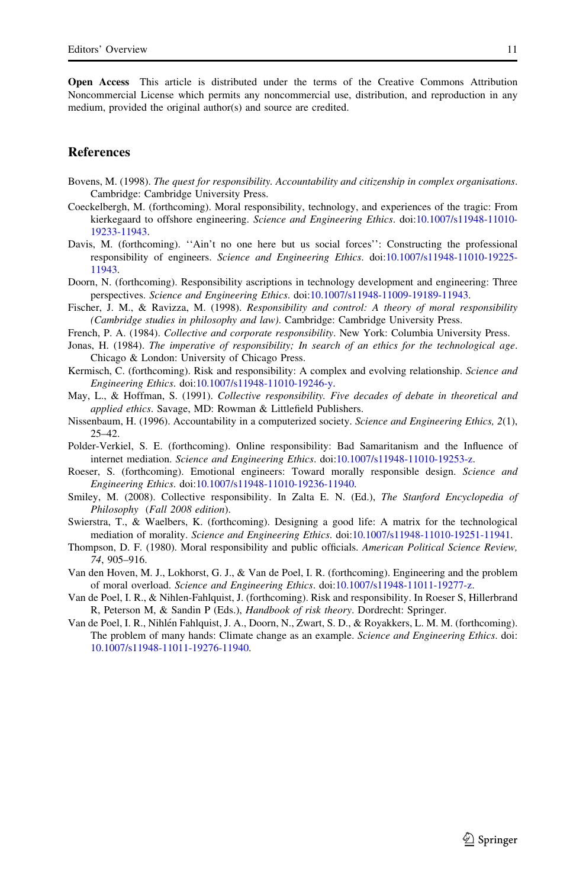**Open Access** This article is distributed under the terms of the Creative Commons Attribution Noncommercial License which permits any noncommercial use, distribution, and reproduction in any medium, provided the original author(s) and source are credited.

## References

Bovens, M. (1998). *The quest for responsibility. Accountability and citizenship in complex organisations*. Cambridge: Cambridge University Press.

Coeckelbergh, M. (forthcoming). Moral responsibility, technology, and experiences of the tragic: From kierkegaard to offshore engineering. *Science and Engineering Ethics*. doi:10.1007/s11948-11010-19233-11943.

Davis, M. (forthcoming). ''Ain't no one here but us social forces'': Constructing the professional responsibility of engineers. *Science and Engineering Ethics*. doi:10.1007/s11948-11010-19225-11943.

Doorn, N. (forthcoming). Responsibility ascriptions in technology development and engineering: Three perspectives. *Science and Engineering Ethics*. doi:10.1007/s11948-11009-19189-11943.

Fischer, J. M., & Ravizza, M. (1998). *Responsibility and control: A theory of moral responsibility (Cambridge studies in philosophy and law)*. Cambridge: Cambridge University Press.

French, P. A. (1984). *Collective and corporate responsibility*. New York: Columbia University Press.

Jonas, H. (1984). *The imperative of responsibility; In search of an ethics for the technological age*. Chicago & London: University of Chicago Press.

Kermisch, C. (forthcoming). Risk and responsibility: A complex and evolving relationship. *Science and Engineering Ethics*. doi:10.1007/s11948-11010-19246-y.

May, L., & Hoffman, S. (1991). *Collective responsibility. Five decades of debate in theoretical and applied ethics*. Savage, MD: Rowman & Littlefield Publishers.

Nissenbaum, H. (1996). Accountability in a computerized society. *Science and Engineering Ethics, 2*(1), 25–42.

Polder-Verkiel, S. E. (forthcoming). Online responsibility: Bad Samaritanism and the Influence of internet mediation. *Science and Engineering Ethics*. doi:10.1007/s11948-11010-19253-z.

Roeser, S. (forthcoming). Emotional engineers: Toward morally responsible design. *Science and Engineering Ethics*. doi:10.1007/s11948-11010-19236-11940.

Smiley, M. (2008). Collective responsibility. In Zalta E. N. (Ed.), *The Stanford Encyclopedia of Philosophy (Fall 2008 edition)*.

Swierstra, T., & Waelbers, K. (forthcoming). Designing a good life: A matrix for the technological mediation of morality. *Science and Engineering Ethics*. doi:10.1007/s11948-11010-19251-11941.

Thompson, D. F. (1980). Moral responsibility and public officials. *American Political Science Review, 74*, 905–916.

Van den Hoven, M. J., Lokhorst, G. J., & Van de Poel, I. R. (forthcoming). Engineering and the problem of moral overload. *Science and Engineering Ethics*. doi:10.1007/s11948-11011-19277-z.

Van de Poel, I. R., & Nihlen-Fahlquist, J. (forthcoming). Risk and responsibility. In Roeser S, Hillerbrand R, Peterson M, & Sandin P (Eds.), *Handbook of risk theory*. Dordrecht: Springer.

Van de Poel, I. R., Nihlén Fahlquist, J. A., Doorn, N., Zwart, S. D., & Royakkers, L. M. M. (forthcoming). The problem of many hands: Climate change as an example. *Science and Engineering Ethics*. doi: 10.1007/s11948-11011-19276-11940.